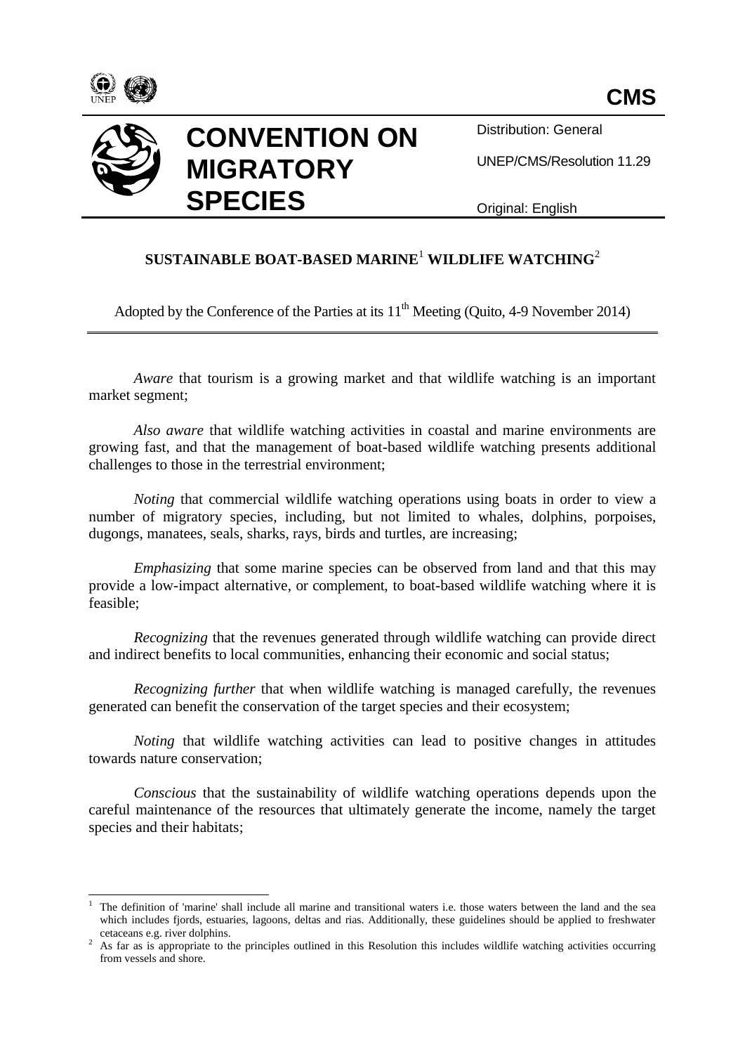**CMS**

# CONVENTION ON MIGRATORY SPECIES

Distribution: General

UNEP/CMS/Resolution 11.29

Original: English

## SUSTAINABLE BOAT-BASED MARINE[1] WILDLIFE WATCHING[2]

Adopted by the Conference of the Parties at its 11th Meeting (Quito, 4-9 November 2014)

---

*Aware* that tourism is a growing market and that wildlife watching is an important market segment;

*Also aware* that wildlife watching activities in coastal and marine environments are growing fast, and that the management of boat-based wildlife watching presents additional challenges to those in the terrestrial environment;

*Noting* that commercial wildlife watching operations using boats in order to view a number of migratory species, including, but not limited to whales, dolphins, porpoises, dugongs, manatees, seals, sharks, rays, birds and turtles, are increasing;

*Emphasizing* that some marine species can be observed from land and that this may provide a low-impact alternative, or complement, to boat-based wildlife watching where it is feasible;

*Recognizing* that the revenues generated through wildlife watching can provide direct and indirect benefits to local communities, enhancing their economic and social status;

*Recognizing further* that when wildlife watching is managed carefully, the revenues generated can benefit the conservation of the target species and their ecosystem;

*Noting* that wildlife watching activities can lead to positive changes in attitudes towards nature conservation;

*Conscious* that the sustainability of wildlife watching operations depends upon the careful maintenance of the resources that ultimately generate the income, namely the target species and their habitats;

---

[1] The definition of 'marine' shall include all marine and transitional waters i.e. those waters between the land and the sea which includes fjords, estuaries, lagoons, deltas and rias. Additionally, these guidelines should be applied to freshwater cetaceans e.g. river dolphins.

[2] As far as is appropriate to the principles outlined in this Resolution this includes wildlife watching activities occurring from vessels and shore.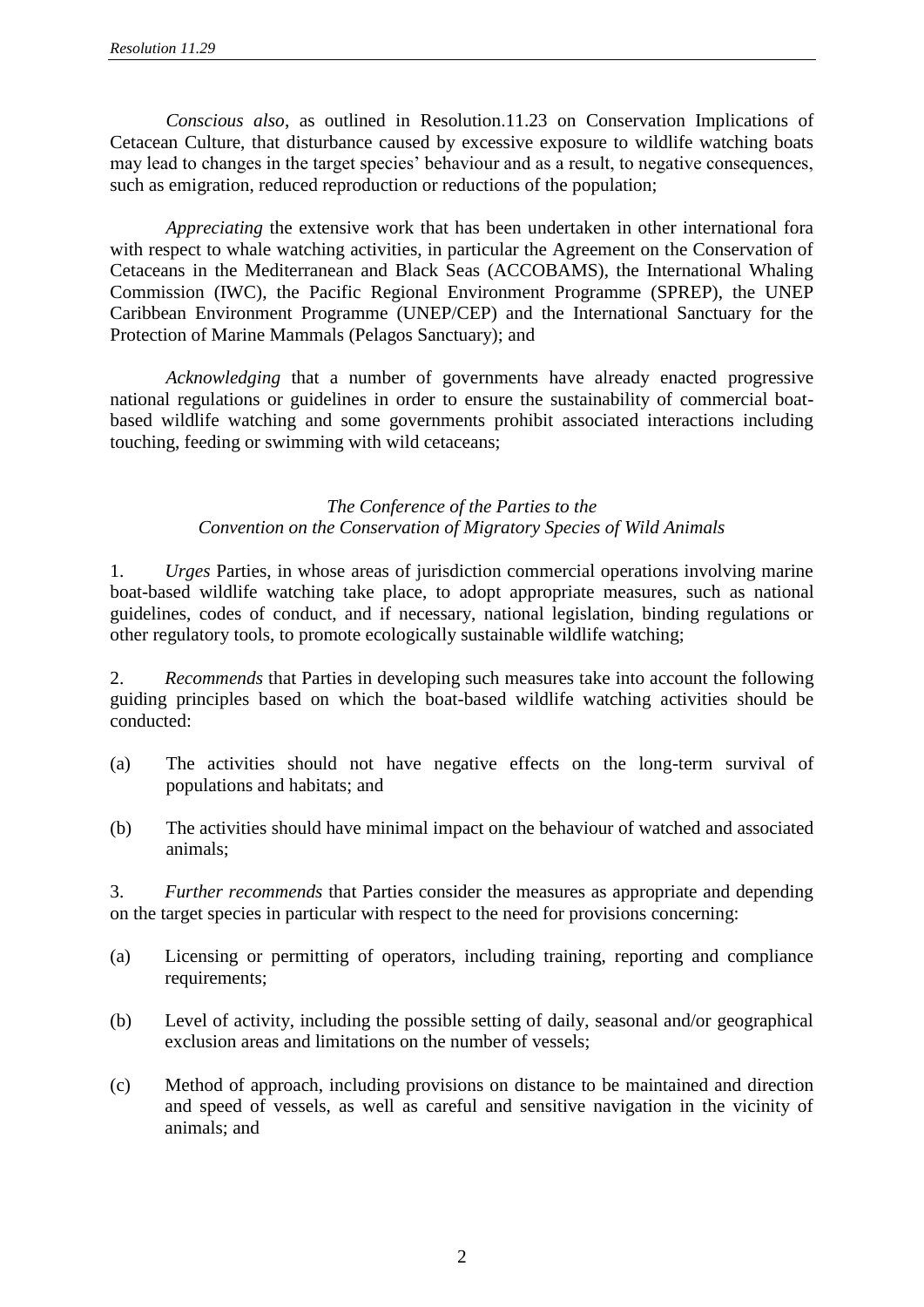*Conscious also*, as outlined in Resolution.11.23 on Conservation Implications of Cetacean Culture, that disturbance caused by excessive exposure to wildlife watching boats may lead to changes in the target species' behaviour and as a result, to negative consequences, such as emigration, reduced reproduction or reductions of the population;

*Appreciating* the extensive work that has been undertaken in other international fora with respect to whale watching activities, in particular the Agreement on the Conservation of Cetaceans in the Mediterranean and Black Seas (ACCOBAMS), the International Whaling Commission (IWC), the Pacific Regional Environment Programme (SPREP), the UNEP Caribbean Environment Programme (UNEP/CEP) and the International Sanctuary for the Protection of Marine Mammals (Pelagos Sanctuary); and

*Acknowledging* that a number of governments have already enacted progressive national regulations or guidelines in order to ensure the sustainability of commercial boat-based wildlife watching and some governments prohibit associated interactions including touching, feeding or swimming with wild cetaceans;

*The Conference of the Parties to the*
*Convention on the Conservation of Migratory Species of Wild Animals*

1. *Urges* Parties, in whose areas of jurisdiction commercial operations involving marine boat-based wildlife watching take place, to adopt appropriate measures, such as national guidelines, codes of conduct, and if necessary, national legislation, binding regulations or other regulatory tools, to promote ecologically sustainable wildlife watching;

2. *Recommends* that Parties in developing such measures take into account the following guiding principles based on which the boat-based wildlife watching activities should be conducted:

(a) The activities should not have negative effects on the long-term survival of populations and habitats; and

(b) The activities should have minimal impact on the behaviour of watched and associated animals;

3. *Further recommends* that Parties consider the measures as appropriate and depending on the target species in particular with respect to the need for provisions concerning:

(a) Licensing or permitting of operators, including training, reporting and compliance requirements;

(b) Level of activity, including the possible setting of daily, seasonal and/or geographical exclusion areas and limitations on the number of vessels;

(c) Method of approach, including provisions on distance to be maintained and direction and speed of vessels, as well as careful and sensitive navigation in the vicinity of animals; and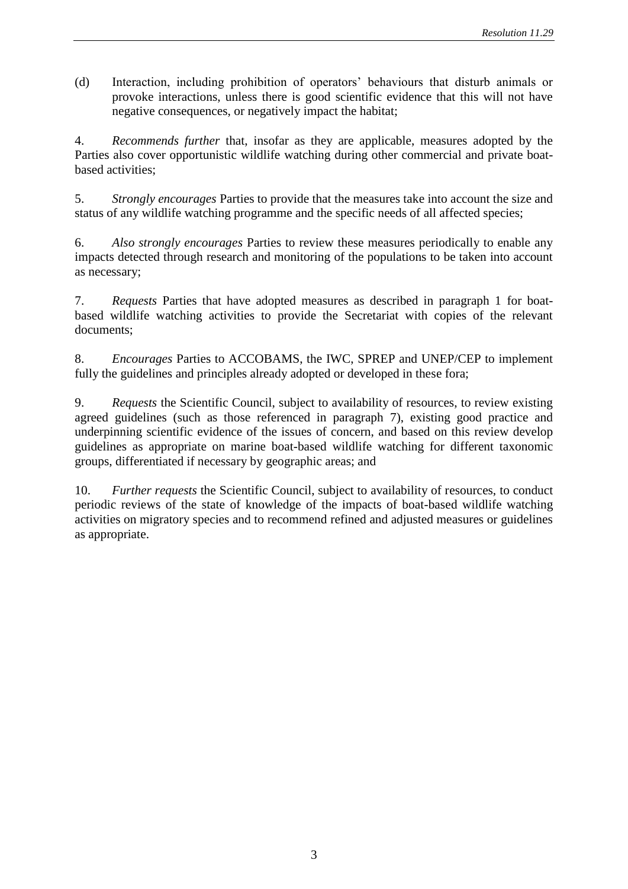(d) Interaction, including prohibition of operators' behaviours that disturb animals or provoke interactions, unless there is good scientific evidence that this will not have negative consequences, or negatively impact the habitat;

4. *Recommends further* that, insofar as they are applicable, measures adopted by the Parties also cover opportunistic wildlife watching during other commercial and private boat-based activities;

5. *Strongly encourages* Parties to provide that the measures take into account the size and status of any wildlife watching programme and the specific needs of all affected species;

6. *Also strongly encourages* Parties to review these measures periodically to enable any impacts detected through research and monitoring of the populations to be taken into account as necessary;

7. *Requests* Parties that have adopted measures as described in paragraph 1 for boat-based wildlife watching activities to provide the Secretariat with copies of the relevant documents;

8. *Encourages* Parties to ACCOBAMS, the IWC, SPREP and UNEP/CEP to implement fully the guidelines and principles already adopted or developed in these fora;

9. *Requests* the Scientific Council, subject to availability of resources, to review existing agreed guidelines (such as those referenced in paragraph 7), existing good practice and underpinning scientific evidence of the issues of concern, and based on this review develop guidelines as appropriate on marine boat-based wildlife watching for different taxonomic groups, differentiated if necessary by geographic areas; and

10. *Further requests* the Scientific Council, subject to availability of resources, to conduct periodic reviews of the state of knowledge of the impacts of boat-based wildlife watching activities on migratory species and to recommend refined and adjusted measures or guidelines as appropriate.